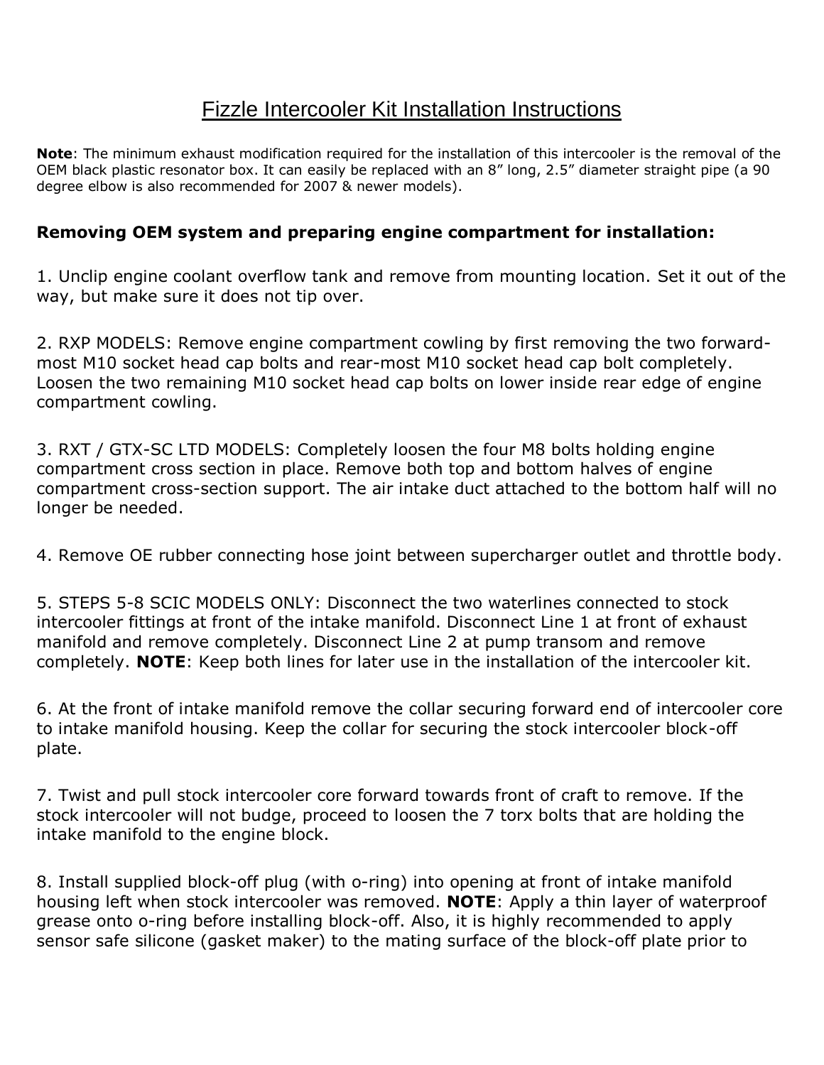# Fizzle Intercooler Kit Installation Instructions

**Note**: The minimum exhaust modification required for the installation of this intercooler is the removal of the OEM black plastic resonator box. It can easily be replaced with an 8" long, 2.5" diameter straight pipe (a 90 degree elbow is also recommended for 2007 & newer models).

**Removing OEM system and preparing engine compartment for installation:**

1. Unclip engine coolant overflow tank and remove from mounting location. Set it out of the way, but make sure it does not tip over.

2. RXP MODELS: Remove engine compartment cowling by first removing the two forward-most M10 socket head cap bolts and rear-most M10 socket head cap bolt completely. Loosen the two remaining M10 socket head cap bolts on lower inside rear edge of engine compartment cowling.

3. RXT / GTX-SC LTD MODELS: Completely loosen the four M8 bolts holding engine compartment cross section in place. Remove both top and bottom halves of engine compartment cross-section support. The air intake duct attached to the bottom half will no longer be needed.

4. Remove OE rubber connecting hose joint between supercharger outlet and throttle body.

5. STEPS 5-8 SCIC MODELS ONLY: Disconnect the two waterlines connected to stock intercooler fittings at front of the intake manifold. Disconnect Line 1 at front of exhaust manifold and remove completely. Disconnect Line 2 at pump transom and remove completely. **NOTE**: Keep both lines for later use in the installation of the intercooler kit.

6. At the front of intake manifold remove the collar securing forward end of intercooler core to intake manifold housing. Keep the collar for securing the stock intercooler block-off plate.

7. Twist and pull stock intercooler core forward towards front of craft to remove. If the stock intercooler will not budge, proceed to loosen the 7 torx bolts that are holding the intake manifold to the engine block.

8. Install supplied block-off plug (with o-ring) into opening at front of intake manifold housing left when stock intercooler was removed. **NOTE**: Apply a thin layer of waterproof grease onto o-ring before installing block-off. Also, it is highly recommended to apply sensor safe silicone (gasket maker) to the mating surface of the block-off plate prior to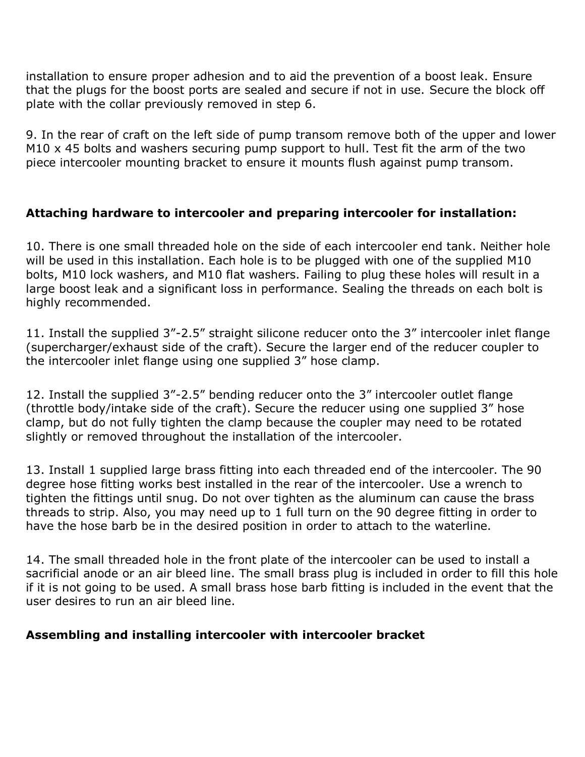installation to ensure proper adhesion and to aid the prevention of a boost leak. Ensure that the plugs for the boost ports are sealed and secure if not in use. Secure the block off plate with the collar previously removed in step 6.

9. In the rear of craft on the left side of pump transom remove both of the upper and lower M10 x 45 bolts and washers securing pump support to hull. Test fit the arm of the two piece intercooler mounting bracket to ensure it mounts flush against pump transom.

**Attaching hardware to intercooler and preparing intercooler for installation:**

10. There is one small threaded hole on the side of each intercooler end tank. Neither hole will be used in this installation. Each hole is to be plugged with one of the supplied M10 bolts, M10 lock washers, and M10 flat washers. Failing to plug these holes will result in a large boost leak and a significant loss in performance. Sealing the threads on each bolt is highly recommended.

11. Install the supplied 3”-2.5” straight silicone reducer onto the 3” intercooler inlet flange (supercharger/exhaust side of the craft). Secure the larger end of the reducer coupler to the intercooler inlet flange using one supplied 3” hose clamp.

12. Install the supplied 3”-2.5” bending reducer onto the 3” intercooler outlet flange (throttle body/intake side of the craft). Secure the reducer using one supplied 3” hose clamp, but do not fully tighten the clamp because the coupler may need to be rotated slightly or removed throughout the installation of the intercooler.

13. Install 1 supplied large brass fitting into each threaded end of the intercooler. The 90 degree hose fitting works best installed in the rear of the intercooler. Use a wrench to tighten the fittings until snug. Do not over tighten as the aluminum can cause the brass threads to strip. Also, you may need up to 1 full turn on the 90 degree fitting in order to have the hose barb be in the desired position in order to attach to the waterline.

14. The small threaded hole in the front plate of the intercooler can be used to install a sacrificial anode or an air bleed line. The small brass plug is included in order to fill this hole if it is not going to be used. A small brass hose barb fitting is included in the event that the user desires to run an air bleed line.

**Assembling and installing intercooler with intercooler bracket**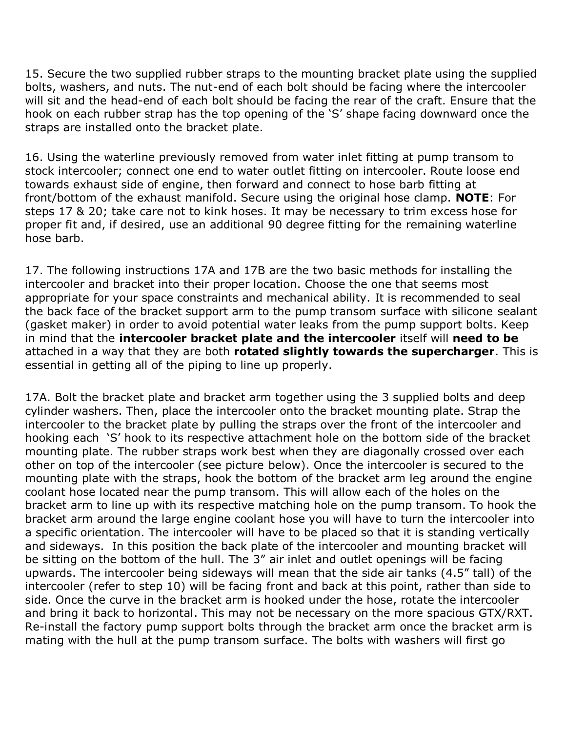15. Secure the two supplied rubber straps to the mounting bracket plate using the supplied bolts, washers, and nuts. The nut-end of each bolt should be facing where the intercooler will sit and the head-end of each bolt should be facing the rear of the craft. Ensure that the hook on each rubber strap has the top opening of the 'S' shape facing downward once the straps are installed onto the bracket plate.

16. Using the waterline previously removed from water inlet fitting at pump transom to stock intercooler; connect one end to water outlet fitting on intercooler. Route loose end towards exhaust side of engine, then forward and connect to hose barb fitting at front/bottom of the exhaust manifold. Secure using the original hose clamp. **NOTE**: For steps 17 & 20; take care not to kink hoses. It may be necessary to trim excess hose for proper fit and, if desired, use an additional 90 degree fitting for the remaining waterline hose barb.

17. The following instructions 17A and 17B are the two basic methods for installing the intercooler and bracket into their proper location. Choose the one that seems most appropriate for your space constraints and mechanical ability. It is recommended to seal the back face of the bracket support arm to the pump transom surface with silicone sealant (gasket maker) in order to avoid potential water leaks from the pump support bolts. Keep in mind that the **intercooler bracket plate and the intercooler** itself will **need to be** attached in a way that they are both **rotated slightly towards the supercharger**. This is essential in getting all of the piping to line up properly.

17A. Bolt the bracket plate and bracket arm together using the 3 supplied bolts and deep cylinder washers. Then, place the intercooler onto the bracket mounting plate. Strap the intercooler to the bracket plate by pulling the straps over the front of the intercooler and hooking each 'S' hook to its respective attachment hole on the bottom side of the bracket mounting plate. The rubber straps work best when they are diagonally crossed over each other on top of the intercooler (see picture below). Once the intercooler is secured to the mounting plate with the straps, hook the bottom of the bracket arm leg around the engine coolant hose located near the pump transom. This will allow each of the holes on the bracket arm to line up with its respective matching hole on the pump transom. To hook the bracket arm around the large engine coolant hose you will have to turn the intercooler into a specific orientation. The intercooler will have to be placed so that it is standing vertically and sideways. In this position the back plate of the intercooler and mounting bracket will be sitting on the bottom of the hull. The 3" air inlet and outlet openings will be facing upwards. The intercooler being sideways will mean that the side air tanks (4.5" tall) of the intercooler (refer to step 10) will be facing front and back at this point, rather than side to side. Once the curve in the bracket arm is hooked under the hose, rotate the intercooler and bring it back to horizontal. This may not be necessary on the more spacious GTX/RXT. Re-install the factory pump support bolts through the bracket arm once the bracket arm is mating with the hull at the pump transom surface. The bolts with washers will first go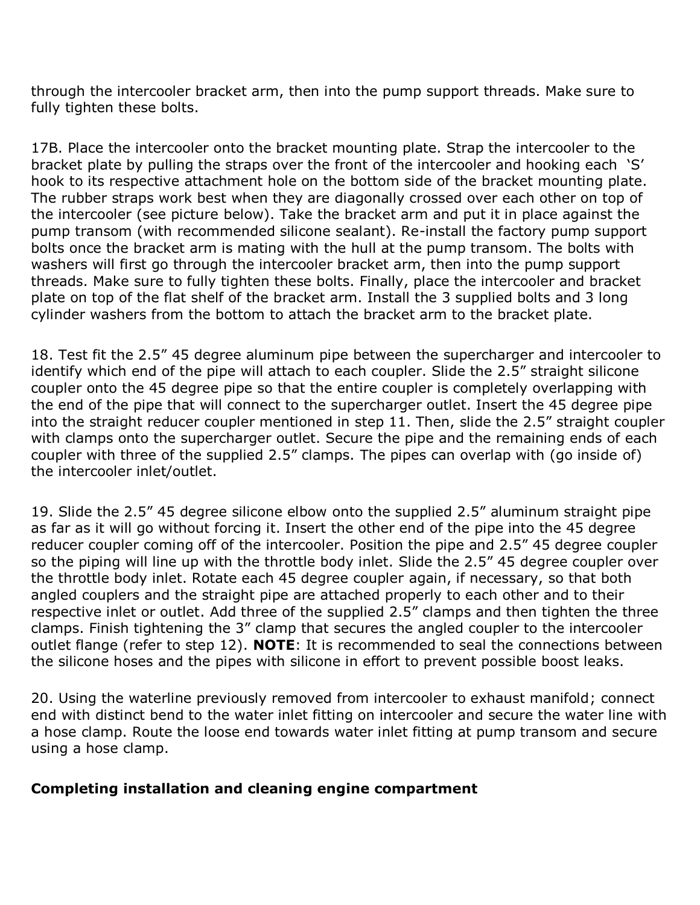through the intercooler bracket arm, then into the pump support threads. Make sure to fully tighten these bolts.

17B. Place the intercooler onto the bracket mounting plate. Strap the intercooler to the bracket plate by pulling the straps over the front of the intercooler and hooking each 'S' hook to its respective attachment hole on the bottom side of the bracket mounting plate. The rubber straps work best when they are diagonally crossed over each other on top of the intercooler (see picture below). Take the bracket arm and put it in place against the pump transom (with recommended silicone sealant). Re-install the factory pump support bolts once the bracket arm is mating with the hull at the pump transom. The bolts with washers will first go through the intercooler bracket arm, then into the pump support threads. Make sure to fully tighten these bolts. Finally, place the intercooler and bracket plate on top of the flat shelf of the bracket arm. Install the 3 supplied bolts and 3 long cylinder washers from the bottom to attach the bracket arm to the bracket plate.

18. Test fit the 2.5" 45 degree aluminum pipe between the supercharger and intercooler to identify which end of the pipe will attach to each coupler. Slide the 2.5" straight silicone coupler onto the 45 degree pipe so that the entire coupler is completely overlapping with the end of the pipe that will connect to the supercharger outlet. Insert the 45 degree pipe into the straight reducer coupler mentioned in step 11. Then, slide the 2.5" straight coupler with clamps onto the supercharger outlet. Secure the pipe and the remaining ends of each coupler with three of the supplied 2.5" clamps. The pipes can overlap with (go inside of) the intercooler inlet/outlet.

19. Slide the 2.5" 45 degree silicone elbow onto the supplied 2.5" aluminum straight pipe as far as it will go without forcing it. Insert the other end of the pipe into the 45 degree reducer coupler coming off of the intercooler. Position the pipe and 2.5" 45 degree coupler so the piping will line up with the throttle body inlet. Slide the 2.5" 45 degree coupler over the throttle body inlet. Rotate each 45 degree coupler again, if necessary, so that both angled couplers and the straight pipe are attached properly to each other and to their respective inlet or outlet. Add three of the supplied 2.5" clamps and then tighten the three clamps. Finish tightening the 3" clamp that secures the angled coupler to the intercooler outlet flange (refer to step 12). **NOTE**: It is recommended to seal the connections between the silicone hoses and the pipes with silicone in effort to prevent possible boost leaks.

20. Using the waterline previously removed from intercooler to exhaust manifold; connect end with distinct bend to the water inlet fitting on intercooler and secure the water line with a hose clamp. Route the loose end towards water inlet fitting at pump transom and secure using a hose clamp.

**Completing installation and cleaning engine compartment**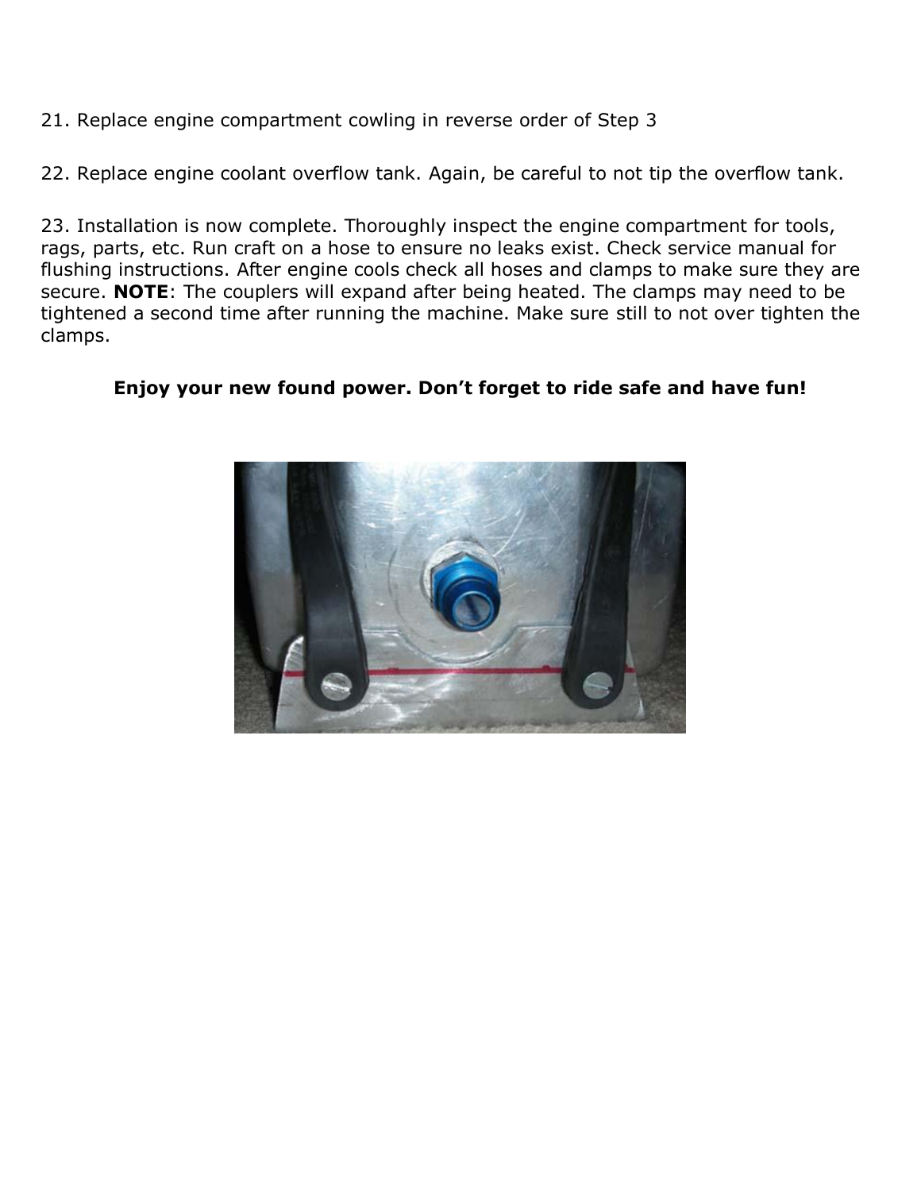21. Replace engine compartment cowling in reverse order of Step 3

22. Replace engine coolant overflow tank. Again, be careful to not tip the overflow tank.

23. Installation is now complete. Thoroughly inspect the engine compartment for tools, rags, parts, etc. Run craft on a hose to ensure no leaks exist. Check service manual for flushing instructions. After engine cools check all hoses and clamps to make sure they are secure. **NOTE**: The couplers will expand after being heated. The clamps may need to be tightened a second time after running the machine. Make sure still to not over tighten the clamps.

**Enjoy your new found power. Don't forget to ride safe and have fun!**